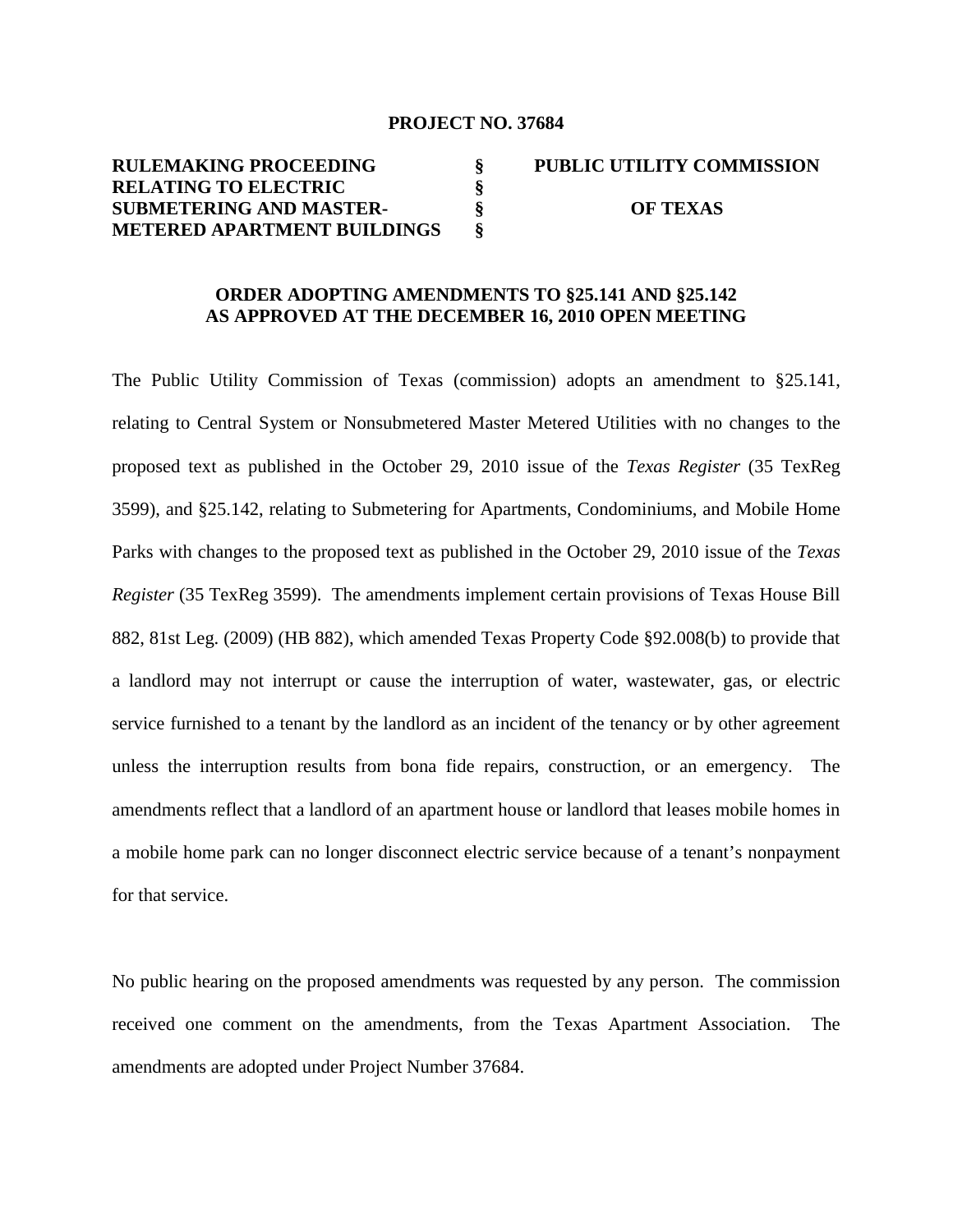**PROJECT NO. 37684**

| | | |
|---|---|---|
| **RULEMAKING PROCEEDING RELATING TO ELECTRIC SUBMETERING AND MASTER-METERED APARTMENT BUILDINGS** | **§ § § §** | **PUBLIC UTILITY COMMISSION OF TEXAS** |

**ORDER ADOPTING AMENDMENTS TO §25.141 AND §25.142 AS APPROVED AT THE DECEMBER 16, 2010 OPEN MEETING**

The Public Utility Commission of Texas (commission) adopts an amendment to §25.141, relating to Central System or Nonsubmetered Master Metered Utilities with no changes to the proposed text as published in the October 29, 2010 issue of the *Texas Register* (35 TexReg 3599), and §25.142, relating to Submetering for Apartments, Condominiums, and Mobile Home Parks with changes to the proposed text as published in the October 29, 2010 issue of the *Texas Register* (35 TexReg 3599). The amendments implement certain provisions of Texas House Bill 882, 81st Leg. (2009) (HB 882), which amended Texas Property Code §92.008(b) to provide that a landlord may not interrupt or cause the interruption of water, wastewater, gas, or electric service furnished to a tenant by the landlord as an incident of the tenancy or by other agreement unless the interruption results from bona fide repairs, construction, or an emergency. The amendments reflect that a landlord of an apartment house or landlord that leases mobile homes in a mobile home park can no longer disconnect electric service because of a tenant's nonpayment for that service.

No public hearing on the proposed amendments was requested by any person. The commission received one comment on the amendments, from the Texas Apartment Association. The amendments are adopted under Project Number 37684.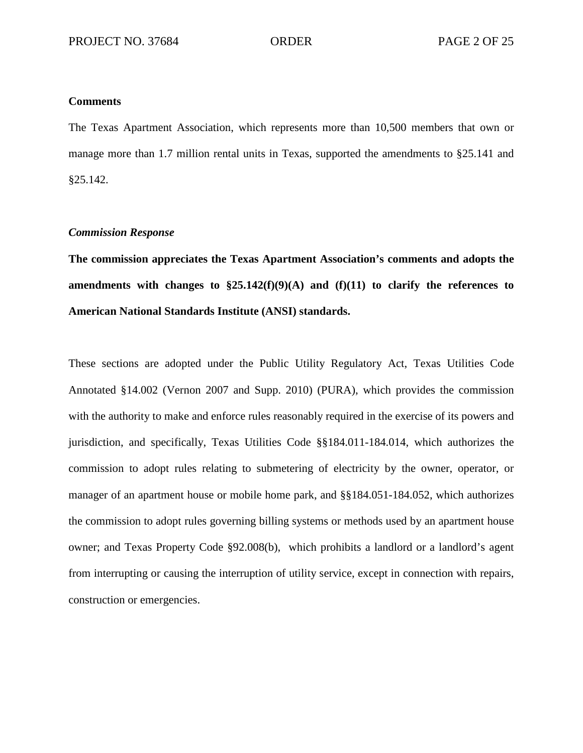**Comments**

The Texas Apartment Association, which represents more than 10,500 members that own or manage more than 1.7 million rental units in Texas, supported the amendments to §25.141 and §25.142.

***Commission Response***

**The commission appreciates the Texas Apartment Association's comments and adopts the amendments with changes to §25.142(f)(9)(A) and (f)(11) to clarify the references to American National Standards Institute (ANSI) standards.**

These sections are adopted under the Public Utility Regulatory Act, Texas Utilities Code Annotated §14.002 (Vernon 2007 and Supp. 2010) (PURA), which provides the commission with the authority to make and enforce rules reasonably required in the exercise of its powers and jurisdiction, and specifically, Texas Utilities Code §§184.011-184.014, which authorizes the commission to adopt rules relating to submetering of electricity by the owner, operator, or manager of an apartment house or mobile home park, and §§184.051-184.052, which authorizes the commission to adopt rules governing billing systems or methods used by an apartment house owner; and Texas Property Code §92.008(b), which prohibits a landlord or a landlord's agent from interrupting or causing the interruption of utility service, except in connection with repairs, construction or emergencies.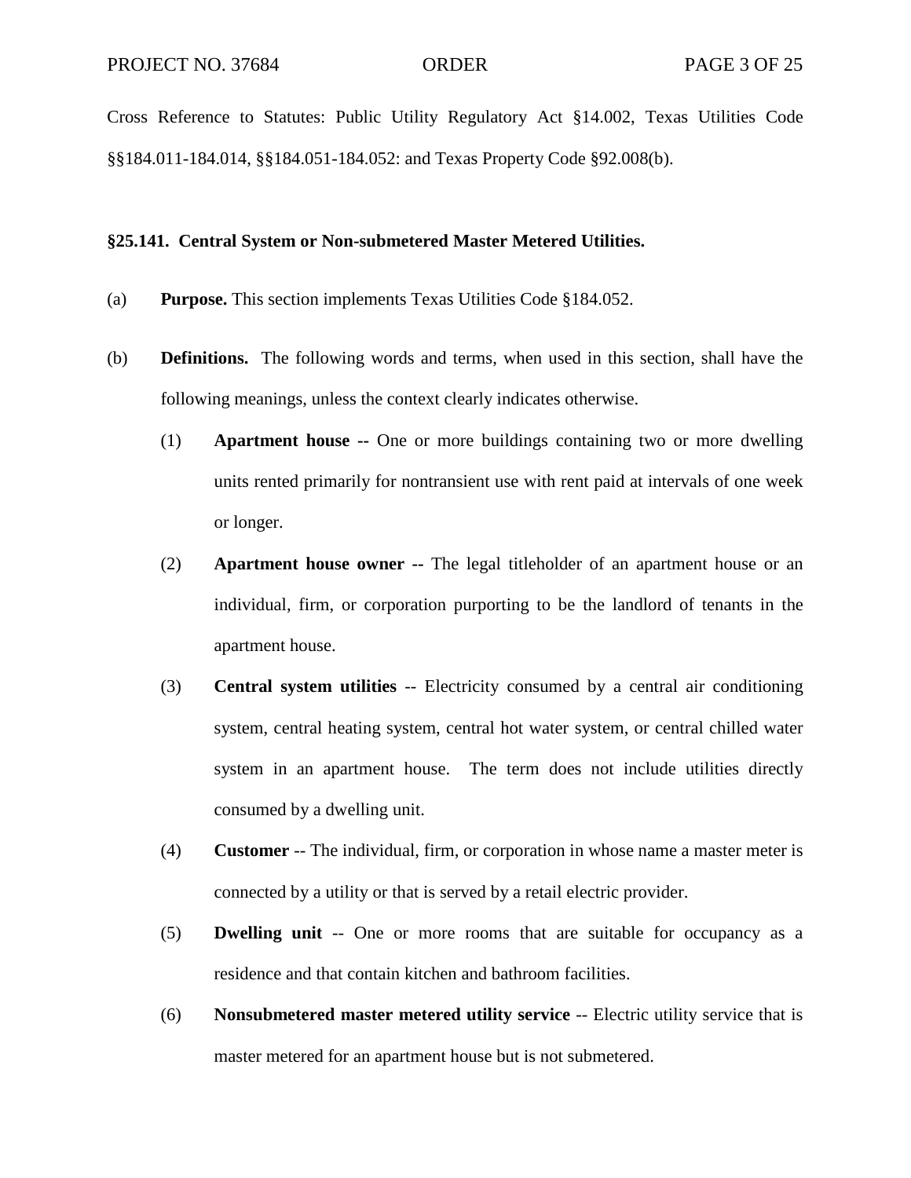Cross Reference to Statutes: Public Utility Regulatory Act §14.002, Texas Utilities Code §§184.011-184.014, §§184.051-184.052: and Texas Property Code §92.008(b).

**§25.141. Central System or Non-submetered Master Metered Utilities.**

(a) **Purpose.** This section implements Texas Utilities Code §184.052.

(b) **Definitions.** The following words and terms, when used in this section, shall have the following meanings, unless the context clearly indicates otherwise.

(1) **Apartment house --** One or more buildings containing two or more dwelling units rented primarily for nontransient use with rent paid at intervals of one week or longer.

(2) **Apartment house owner --** The legal titleholder of an apartment house or an individual, firm, or corporation purporting to be the landlord of tenants in the apartment house.

(3) **Central system utilities** -- Electricity consumed by a central air conditioning system, central heating system, central hot water system, or central chilled water system in an apartment house. The term does not include utilities directly consumed by a dwelling unit.

(4) **Customer** -- The individual, firm, or corporation in whose name a master meter is connected by a utility or that is served by a retail electric provider.

(5) **Dwelling unit** -- One or more rooms that are suitable for occupancy as a residence and that contain kitchen and bathroom facilities.

(6) **Nonsubmetered master metered utility service** -- Electric utility service that is master metered for an apartment house but is not submetered.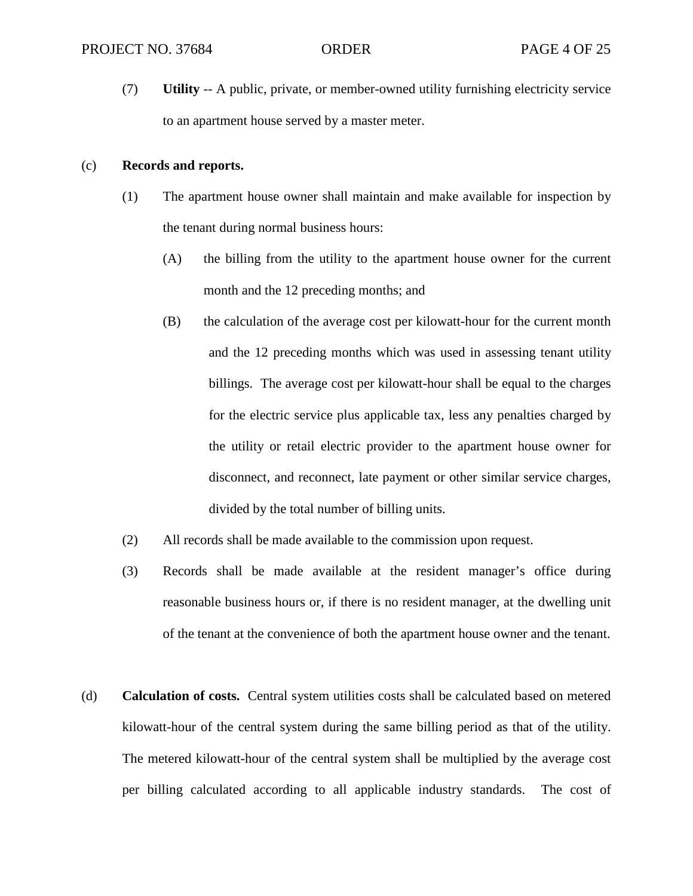(7) **Utility** -- A public, private, or member-owned utility furnishing electricity service to an apartment house served by a master meter.

(c) **Records and reports.**

(1) The apartment house owner shall maintain and make available for inspection by the tenant during normal business hours:

(A) the billing from the utility to the apartment house owner for the current month and the 12 preceding months; and

(B) the calculation of the average cost per kilowatt-hour for the current month and the 12 preceding months which was used in assessing tenant utility billings. The average cost per kilowatt-hour shall be equal to the charges for the electric service plus applicable tax, less any penalties charged by the utility or retail electric provider to the apartment house owner for disconnect, and reconnect, late payment or other similar service charges, divided by the total number of billing units.

(2) All records shall be made available to the commission upon request.

(3) Records shall be made available at the resident manager's office during reasonable business hours or, if there is no resident manager, at the dwelling unit of the tenant at the convenience of both the apartment house owner and the tenant.

(d) **Calculation of costs.** Central system utilities costs shall be calculated based on metered kilowatt-hour of the central system during the same billing period as that of the utility. The metered kilowatt-hour of the central system shall be multiplied by the average cost per billing calculated according to all applicable industry standards. The cost of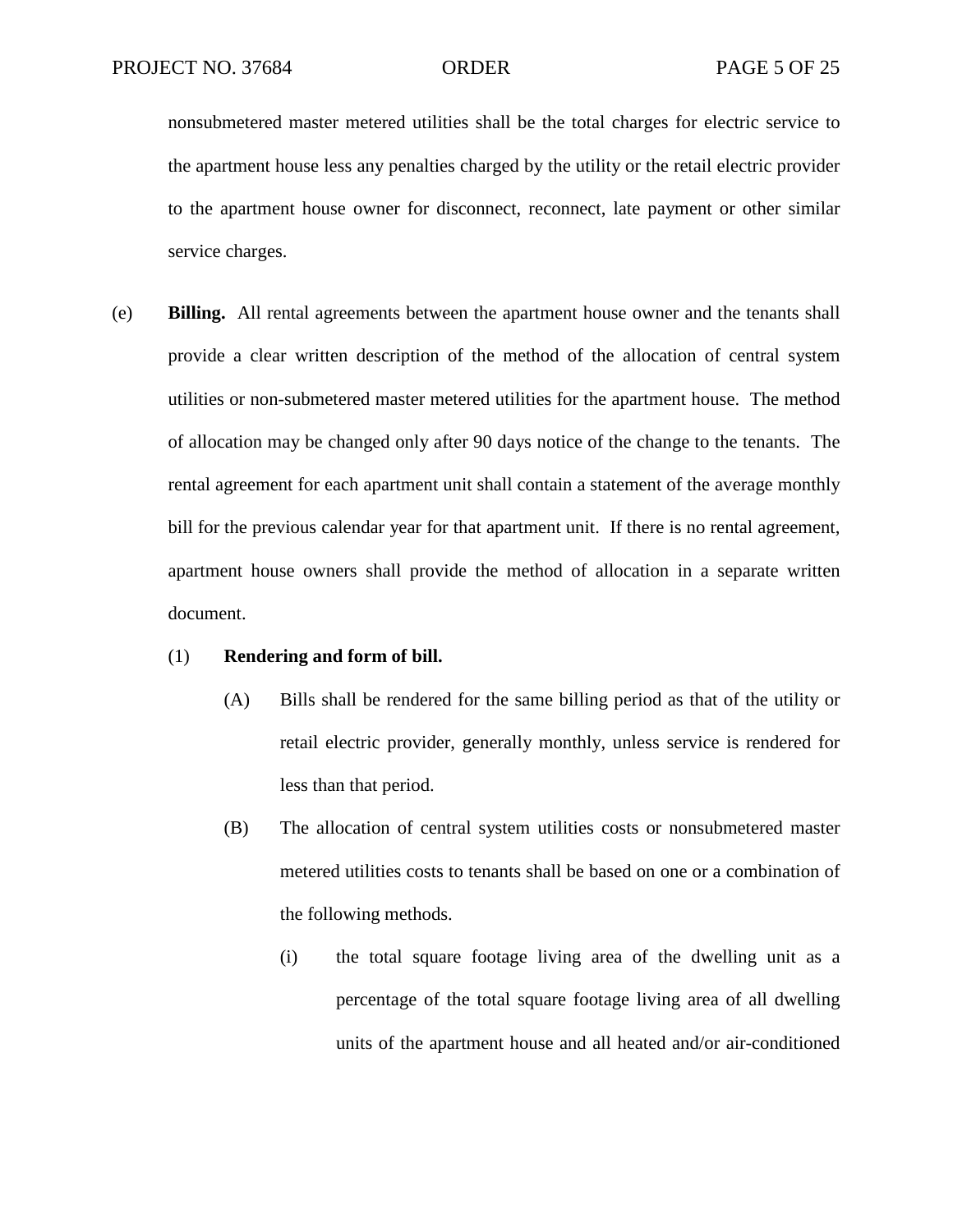nonsubmetered master metered utilities shall be the total charges for electric service to the apartment house less any penalties charged by the utility or the retail electric provider to the apartment house owner for disconnect, reconnect, late payment or other similar service charges.

(e) **Billing.** All rental agreements between the apartment house owner and the tenants shall provide a clear written description of the method of the allocation of central system utilities or non-submetered master metered utilities for the apartment house. The method of allocation may be changed only after 90 days notice of the change to the tenants. The rental agreement for each apartment unit shall contain a statement of the average monthly bill for the previous calendar year for that apartment unit. If there is no rental agreement, apartment house owners shall provide the method of allocation in a separate written document.

(1) **Rendering and form of bill.**

(A) Bills shall be rendered for the same billing period as that of the utility or retail electric provider, generally monthly, unless service is rendered for less than that period.

(B) The allocation of central system utilities costs or nonsubmetered master metered utilities costs to tenants shall be based on one or a combination of the following methods.

(i) the total square footage living area of the dwelling unit as a percentage of the total square footage living area of all dwelling units of the apartment house and all heated and/or air-conditioned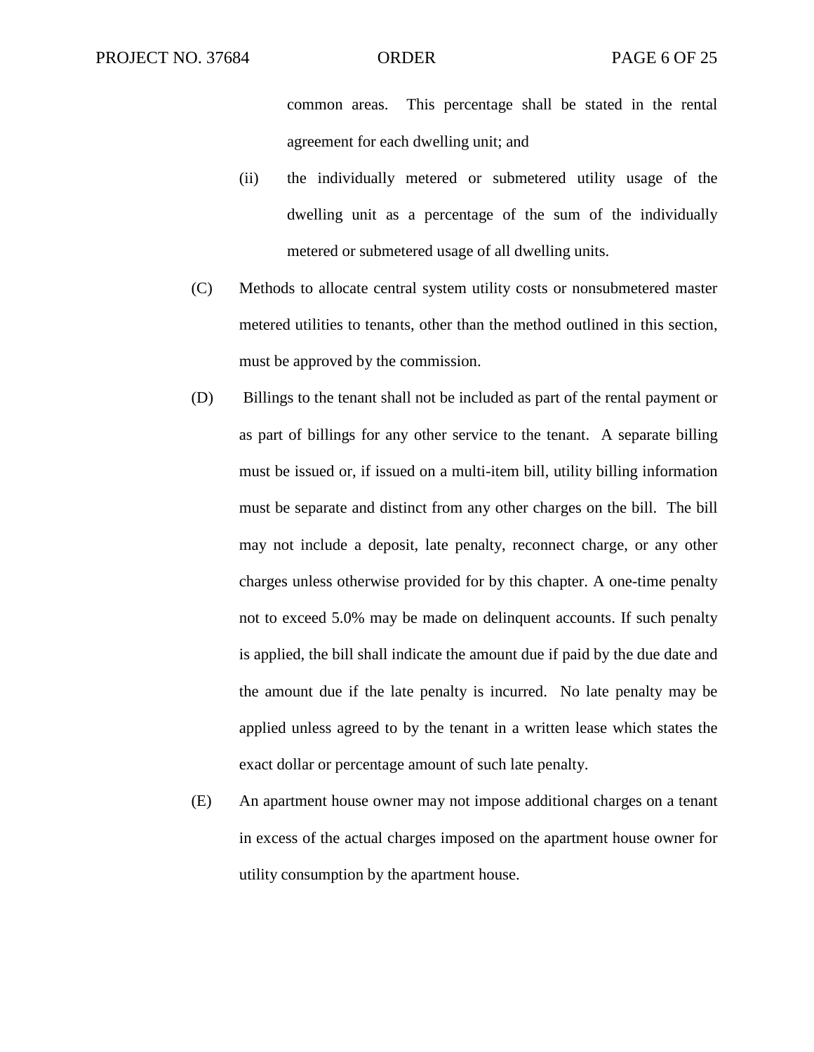common areas. This percentage shall be stated in the rental agreement for each dwelling unit; and

(ii) the individually metered or submetered utility usage of the dwelling unit as a percentage of the sum of the individually metered or submetered usage of all dwelling units.

(C) Methods to allocate central system utility costs or nonsubmetered master metered utilities to tenants, other than the method outlined in this section, must be approved by the commission.

(D) Billings to the tenant shall not be included as part of the rental payment or as part of billings for any other service to the tenant. A separate billing must be issued or, if issued on a multi-item bill, utility billing information must be separate and distinct from any other charges on the bill. The bill may not include a deposit, late penalty, reconnect charge, or any other charges unless otherwise provided for by this chapter. A one-time penalty not to exceed 5.0% may be made on delinquent accounts. If such penalty is applied, the bill shall indicate the amount due if paid by the due date and the amount due if the late penalty is incurred. No late penalty may be applied unless agreed to by the tenant in a written lease which states the exact dollar or percentage amount of such late penalty.

(E) An apartment house owner may not impose additional charges on a tenant in excess of the actual charges imposed on the apartment house owner for utility consumption by the apartment house.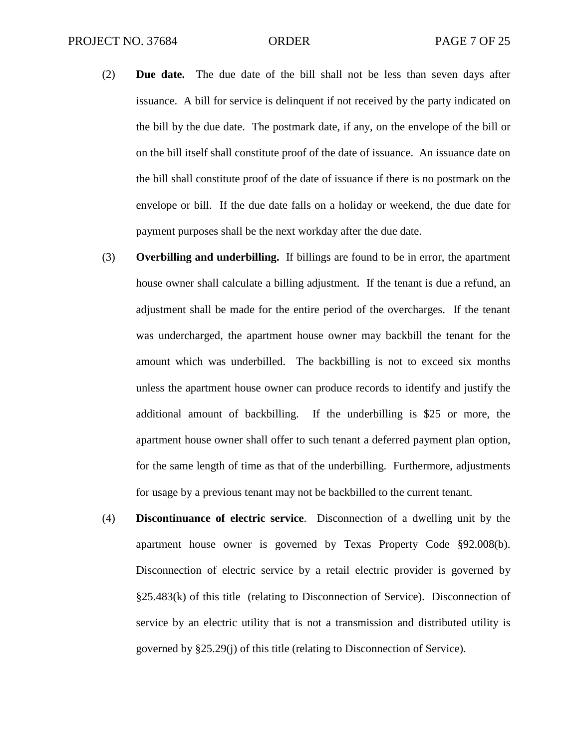(2) **Due date.** The due date of the bill shall not be less than seven days after issuance. A bill for service is delinquent if not received by the party indicated on the bill by the due date. The postmark date, if any, on the envelope of the bill or on the bill itself shall constitute proof of the date of issuance. An issuance date on the bill shall constitute proof of the date of issuance if there is no postmark on the envelope or bill. If the due date falls on a holiday or weekend, the due date for payment purposes shall be the next workday after the due date.

(3) **Overbilling and underbilling.** If billings are found to be in error, the apartment house owner shall calculate a billing adjustment. If the tenant is due a refund, an adjustment shall be made for the entire period of the overcharges. If the tenant was undercharged, the apartment house owner may backbill the tenant for the amount which was underbilled. The backbilling is not to exceed six months unless the apartment house owner can produce records to identify and justify the additional amount of backbilling. If the underbilling is $25 or more, the apartment house owner shall offer to such tenant a deferred payment plan option, for the same length of time as that of the underbilling. Furthermore, adjustments for usage by a previous tenant may not be backbilled to the current tenant.

(4) **Discontinuance of electric service**. Disconnection of a dwelling unit by the apartment house owner is governed by Texas Property Code §92.008(b). Disconnection of electric service by a retail electric provider is governed by §25.483(k) of this title (relating to Disconnection of Service). Disconnection of service by an electric utility that is not a transmission and distributed utility is governed by §25.29(j) of this title (relating to Disconnection of Service).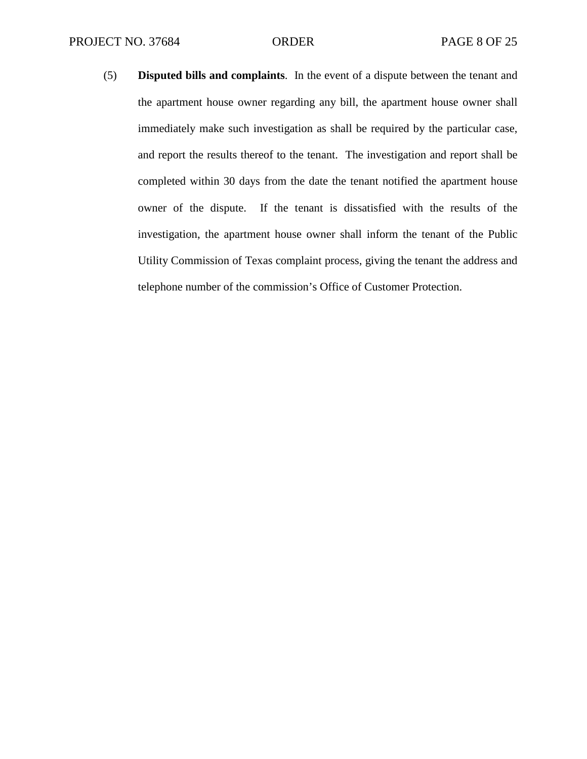(5) **Disputed bills and complaints**. In the event of a dispute between the tenant and the apartment house owner regarding any bill, the apartment house owner shall immediately make such investigation as shall be required by the particular case, and report the results thereof to the tenant. The investigation and report shall be completed within 30 days from the date the tenant notified the apartment house owner of the dispute. If the tenant is dissatisfied with the results of the investigation, the apartment house owner shall inform the tenant of the Public Utility Commission of Texas complaint process, giving the tenant the address and telephone number of the commission's Office of Customer Protection.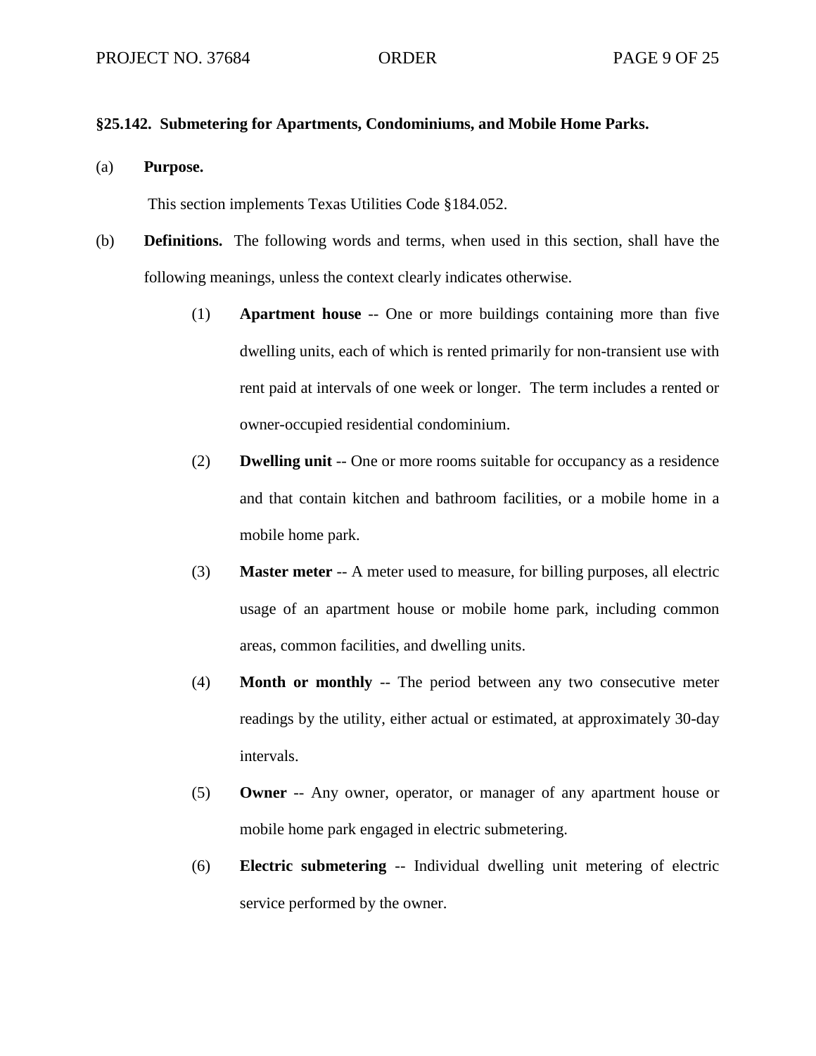**§25.142. Submetering for Apartments, Condominiums, and Mobile Home Parks.**

(a) **Purpose.**

This section implements Texas Utilities Code §184.052.

(b) **Definitions.** The following words and terms, when used in this section, shall have the following meanings, unless the context clearly indicates otherwise.

(1) **Apartment house** -- One or more buildings containing more than five dwelling units, each of which is rented primarily for non-transient use with rent paid at intervals of one week or longer. The term includes a rented or owner-occupied residential condominium.

(2) **Dwelling unit** -- One or more rooms suitable for occupancy as a residence and that contain kitchen and bathroom facilities, or a mobile home in a mobile home park.

(3) **Master meter** -- A meter used to measure, for billing purposes, all electric usage of an apartment house or mobile home park, including common areas, common facilities, and dwelling units.

(4) **Month or monthly** -- The period between any two consecutive meter readings by the utility, either actual or estimated, at approximately 30-day intervals.

(5) **Owner** -- Any owner, operator, or manager of any apartment house or mobile home park engaged in electric submetering.

(6) **Electric submetering** -- Individual dwelling unit metering of electric service performed by the owner.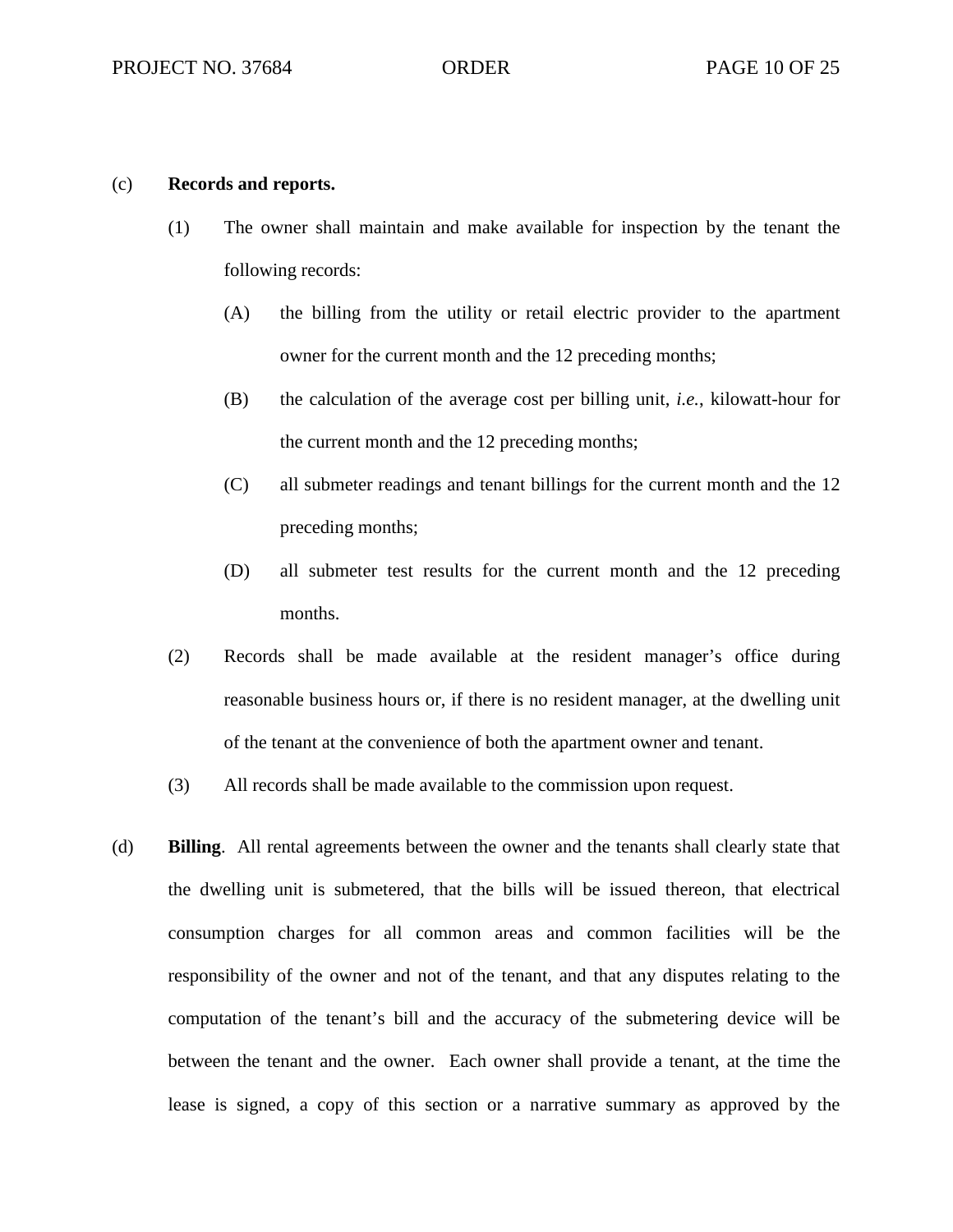(c) **Records and reports.**

(1) The owner shall maintain and make available for inspection by the tenant the following records:

(A) the billing from the utility or retail electric provider to the apartment owner for the current month and the 12 preceding months;

(B) the calculation of the average cost per billing unit, *i.e.*, kilowatt-hour for the current month and the 12 preceding months;

(C) all submeter readings and tenant billings for the current month and the 12 preceding months;

(D) all submeter test results for the current month and the 12 preceding months.

(2) Records shall be made available at the resident manager's office during reasonable business hours or, if there is no resident manager, at the dwelling unit of the tenant at the convenience of both the apartment owner and tenant.

(3) All records shall be made available to the commission upon request.

(d) **Billing**. All rental agreements between the owner and the tenants shall clearly state that the dwelling unit is submetered, that the bills will be issued thereon, that electrical consumption charges for all common areas and common facilities will be the responsibility of the owner and not of the tenant, and that any disputes relating to the computation of the tenant's bill and the accuracy of the submetering device will be between the tenant and the owner. Each owner shall provide a tenant, at the time the lease is signed, a copy of this section or a narrative summary as approved by the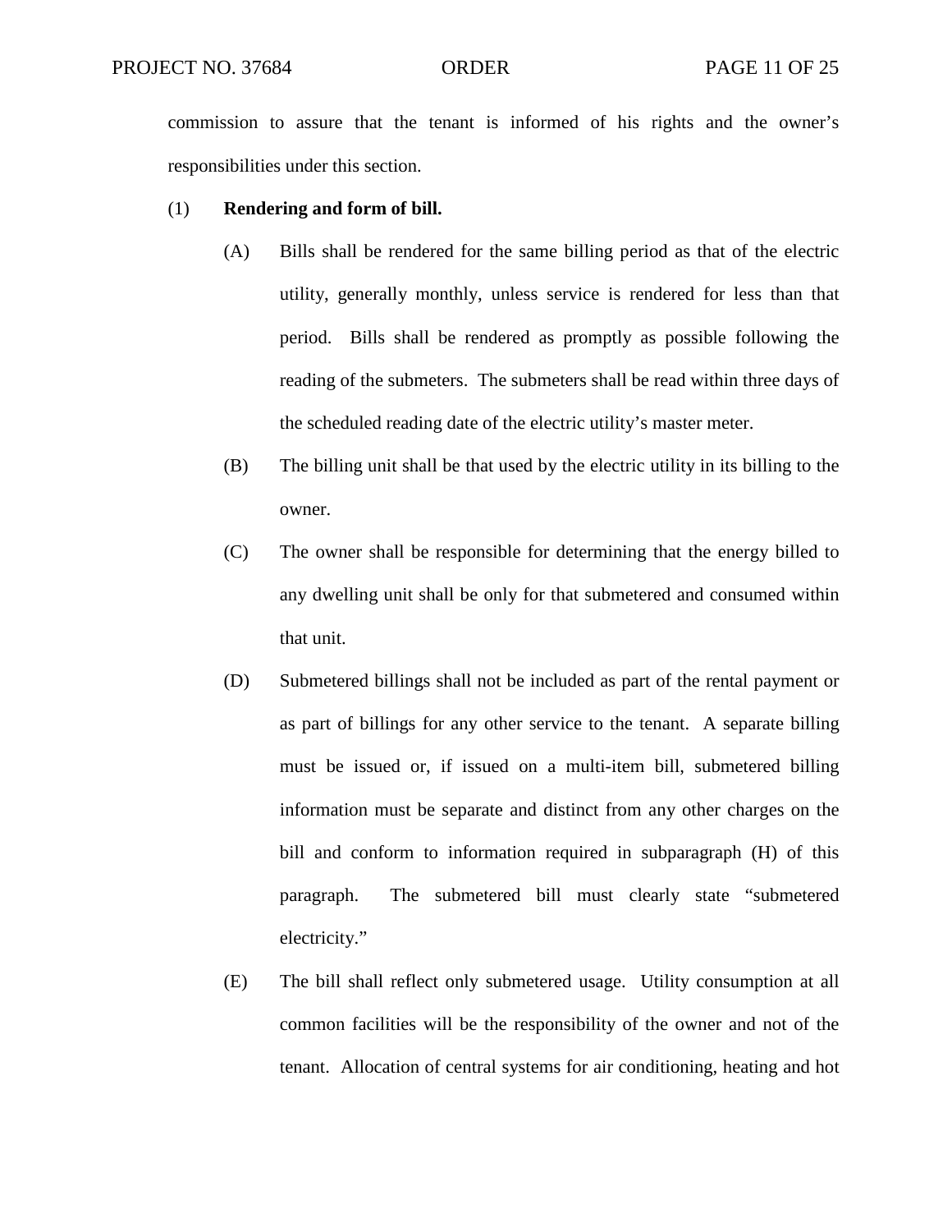commission to assure that the tenant is informed of his rights and the owner's responsibilities under this section.

(1) **Rendering and form of bill.**

(A) Bills shall be rendered for the same billing period as that of the electric utility, generally monthly, unless service is rendered for less than that period. Bills shall be rendered as promptly as possible following the reading of the submeters. The submeters shall be read within three days of the scheduled reading date of the electric utility's master meter.

(B) The billing unit shall be that used by the electric utility in its billing to the owner.

(C) The owner shall be responsible for determining that the energy billed to any dwelling unit shall be only for that submetered and consumed within that unit.

(D) Submetered billings shall not be included as part of the rental payment or as part of billings for any other service to the tenant. A separate billing must be issued or, if issued on a multi-item bill, submetered billing information must be separate and distinct from any other charges on the bill and conform to information required in subparagraph (H) of this paragraph. The submetered bill must clearly state "submetered electricity."

(E) The bill shall reflect only submetered usage. Utility consumption at all common facilities will be the responsibility of the owner and not of the tenant. Allocation of central systems for air conditioning, heating and hot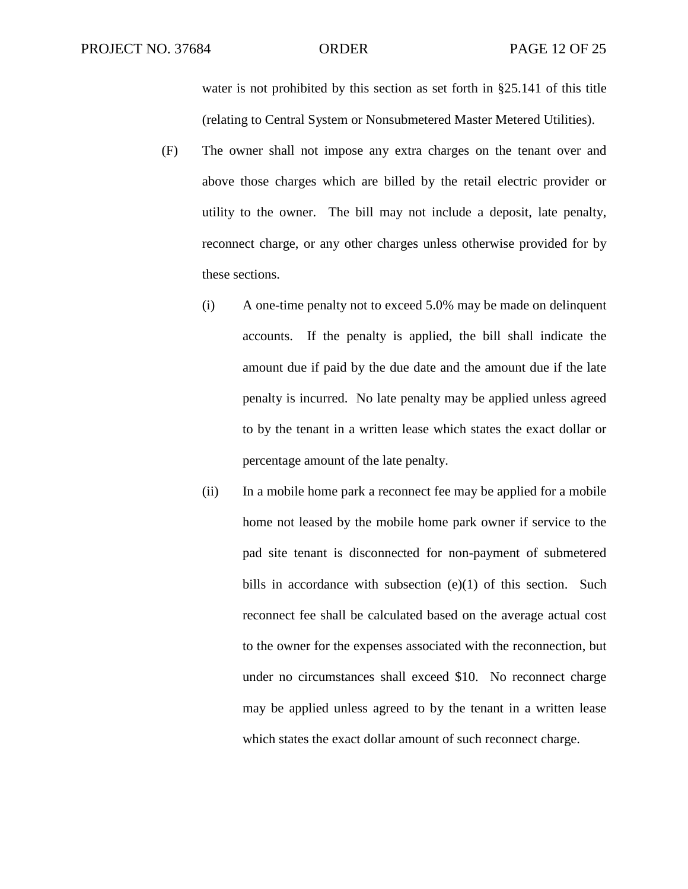water is not prohibited by this section as set forth in §25.141 of this title (relating to Central System or Nonsubmetered Master Metered Utilities).

(F) The owner shall not impose any extra charges on the tenant over and above those charges which are billed by the retail electric provider or utility to the owner. The bill may not include a deposit, late penalty, reconnect charge, or any other charges unless otherwise provided for by these sections.

(i) A one-time penalty not to exceed 5.0% may be made on delinquent accounts. If the penalty is applied, the bill shall indicate the amount due if paid by the due date and the amount due if the late penalty is incurred. No late penalty may be applied unless agreed to by the tenant in a written lease which states the exact dollar or percentage amount of the late penalty.

(ii) In a mobile home park a reconnect fee may be applied for a mobile home not leased by the mobile home park owner if service to the pad site tenant is disconnected for non-payment of submetered bills in accordance with subsection (e)(1) of this section. Such reconnect fee shall be calculated based on the average actual cost to the owner for the expenses associated with the reconnection, but under no circumstances shall exceed $10. No reconnect charge may be applied unless agreed to by the tenant in a written lease which states the exact dollar amount of such reconnect charge.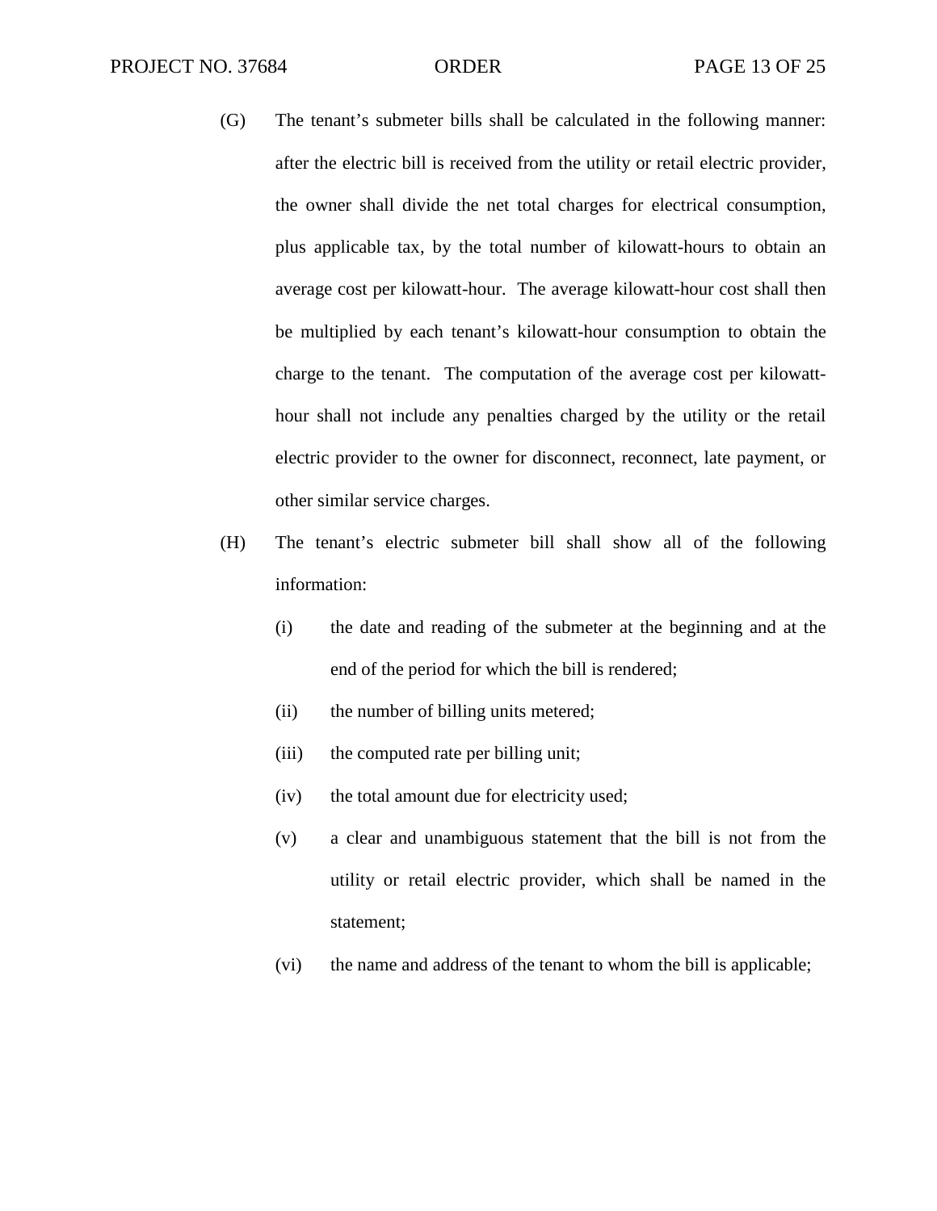(G) The tenant's submeter bills shall be calculated in the following manner: after the electric bill is received from the utility or retail electric provider, the owner shall divide the net total charges for electrical consumption, plus applicable tax, by the total number of kilowatt-hours to obtain an average cost per kilowatt-hour. The average kilowatt-hour cost shall then be multiplied by each tenant's kilowatt-hour consumption to obtain the charge to the tenant. The computation of the average cost per kilowatt-hour shall not include any penalties charged by the utility or the retail electric provider to the owner for disconnect, reconnect, late payment, or other similar service charges.

(H) The tenant's electric submeter bill shall show all of the following information:

(i) the date and reading of the submeter at the beginning and at the end of the period for which the bill is rendered;

(ii) the number of billing units metered;

(iii) the computed rate per billing unit;

(iv) the total amount due for electricity used;

(v) a clear and unambiguous statement that the bill is not from the utility or retail electric provider, which shall be named in the statement;

(vi) the name and address of the tenant to whom the bill is applicable;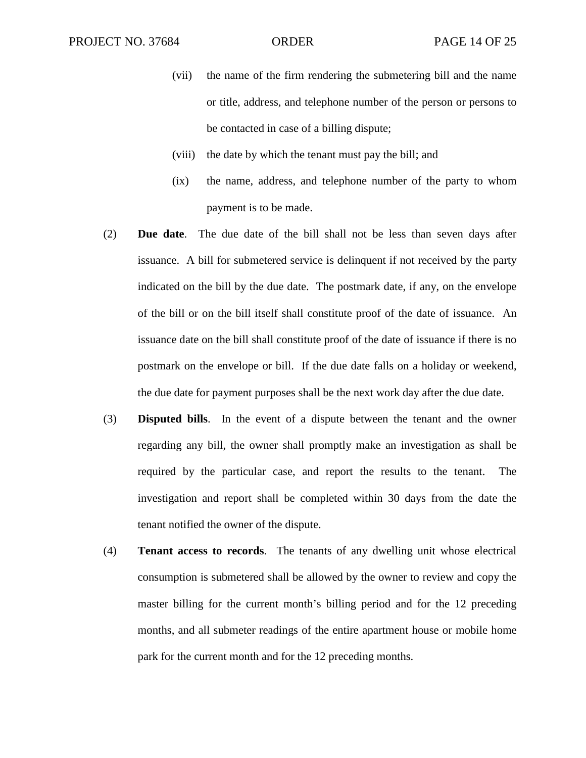(vii) the name of the firm rendering the submetering bill and the name or title, address, and telephone number of the person or persons to be contacted in case of a billing dispute;

(viii) the date by which the tenant must pay the bill; and

(ix) the name, address, and telephone number of the party to whom payment is to be made.

(2) **Due date**. The due date of the bill shall not be less than seven days after issuance. A bill for submetered service is delinquent if not received by the party indicated on the bill by the due date. The postmark date, if any, on the envelope of the bill or on the bill itself shall constitute proof of the date of issuance. An issuance date on the bill shall constitute proof of the date of issuance if there is no postmark on the envelope or bill. If the due date falls on a holiday or weekend, the due date for payment purposes shall be the next work day after the due date.

(3) **Disputed bills**. In the event of a dispute between the tenant and the owner regarding any bill, the owner shall promptly make an investigation as shall be required by the particular case, and report the results to the tenant. The investigation and report shall be completed within 30 days from the date the tenant notified the owner of the dispute.

(4) **Tenant access to records**. The tenants of any dwelling unit whose electrical consumption is submetered shall be allowed by the owner to review and copy the master billing for the current month's billing period and for the 12 preceding months, and all submeter readings of the entire apartment house or mobile home park for the current month and for the 12 preceding months.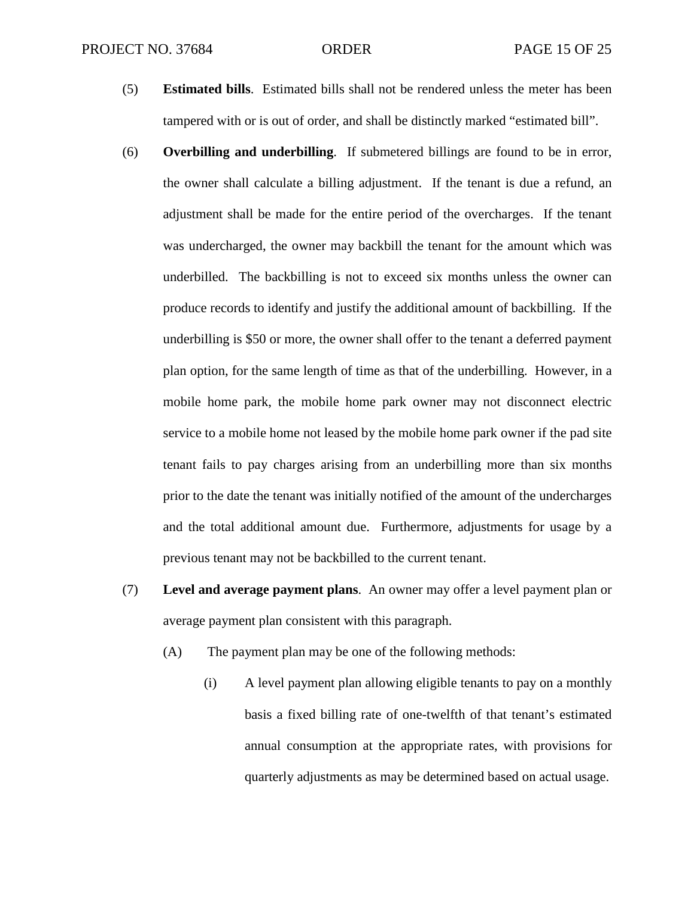(5) **Estimated bills**. Estimated bills shall not be rendered unless the meter has been tampered with or is out of order, and shall be distinctly marked "estimated bill".

(6) **Overbilling and underbilling**. If submetered billings are found to be in error, the owner shall calculate a billing adjustment. If the tenant is due a refund, an adjustment shall be made for the entire period of the overcharges. If the tenant was undercharged, the owner may backbill the tenant for the amount which was underbilled. The backbilling is not to exceed six months unless the owner can produce records to identify and justify the additional amount of backbilling. If the underbilling is $50 or more, the owner shall offer to the tenant a deferred payment plan option, for the same length of time as that of the underbilling. However, in a mobile home park, the mobile home park owner may not disconnect electric service to a mobile home not leased by the mobile home park owner if the pad site tenant fails to pay charges arising from an underbilling more than six months prior to the date the tenant was initially notified of the amount of the undercharges and the total additional amount due. Furthermore, adjustments for usage by a previous tenant may not be backbilled to the current tenant.

(7) **Level and average payment plans**. An owner may offer a level payment plan or average payment plan consistent with this paragraph.

(A) The payment plan may be one of the following methods:

(i) A level payment plan allowing eligible tenants to pay on a monthly basis a fixed billing rate of one-twelfth of that tenant's estimated annual consumption at the appropriate rates, with provisions for quarterly adjustments as may be determined based on actual usage.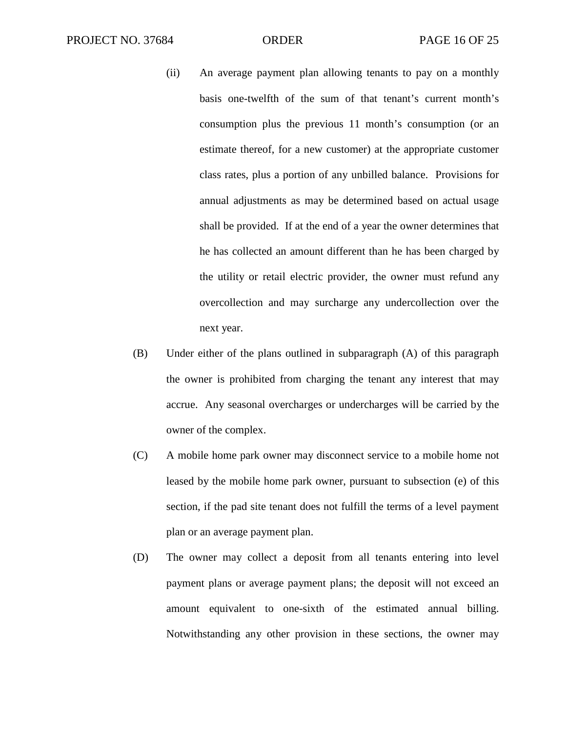(ii) An average payment plan allowing tenants to pay on a monthly basis one-twelfth of the sum of that tenant's current month's consumption plus the previous 11 month's consumption (or an estimate thereof, for a new customer) at the appropriate customer class rates, plus a portion of any unbilled balance. Provisions for annual adjustments as may be determined based on actual usage shall be provided. If at the end of a year the owner determines that he has collected an amount different than he has been charged by the utility or retail electric provider, the owner must refund any overcollection and may surcharge any undercollection over the next year.

(B) Under either of the plans outlined in subparagraph (A) of this paragraph the owner is prohibited from charging the tenant any interest that may accrue. Any seasonal overcharges or undercharges will be carried by the owner of the complex.

(C) A mobile home park owner may disconnect service to a mobile home not leased by the mobile home park owner, pursuant to subsection (e) of this section, if the pad site tenant does not fulfill the terms of a level payment plan or an average payment plan.

(D) The owner may collect a deposit from all tenants entering into level payment plans or average payment plans; the deposit will not exceed an amount equivalent to one-sixth of the estimated annual billing. Notwithstanding any other provision in these sections, the owner may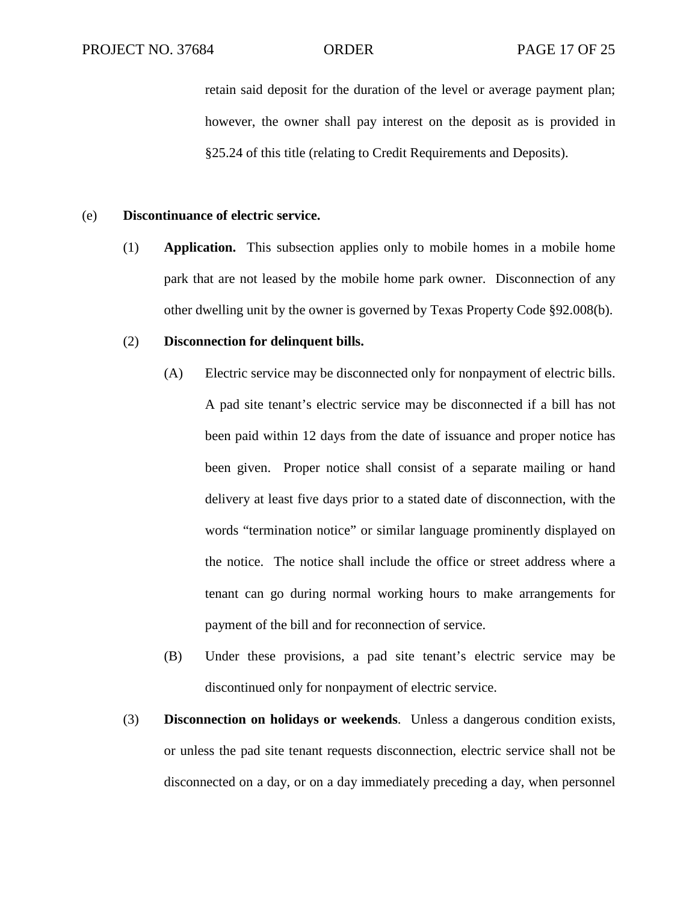retain said deposit for the duration of the level or average payment plan; however, the owner shall pay interest on the deposit as is provided in §25.24 of this title (relating to Credit Requirements and Deposits).

(e) **Discontinuance of electric service.**

(1) **Application.** This subsection applies only to mobile homes in a mobile home park that are not leased by the mobile home park owner. Disconnection of any other dwelling unit by the owner is governed by Texas Property Code §92.008(b).

(2) **Disconnection for delinquent bills.**

(A) Electric service may be disconnected only for nonpayment of electric bills. A pad site tenant's electric service may be disconnected if a bill has not been paid within 12 days from the date of issuance and proper notice has been given. Proper notice shall consist of a separate mailing or hand delivery at least five days prior to a stated date of disconnection, with the words "termination notice" or similar language prominently displayed on the notice. The notice shall include the office or street address where a tenant can go during normal working hours to make arrangements for payment of the bill and for reconnection of service.

(B) Under these provisions, a pad site tenant's electric service may be discontinued only for nonpayment of electric service.

(3) **Disconnection on holidays or weekends**. Unless a dangerous condition exists, or unless the pad site tenant requests disconnection, electric service shall not be disconnected on a day, or on a day immediately preceding a day, when personnel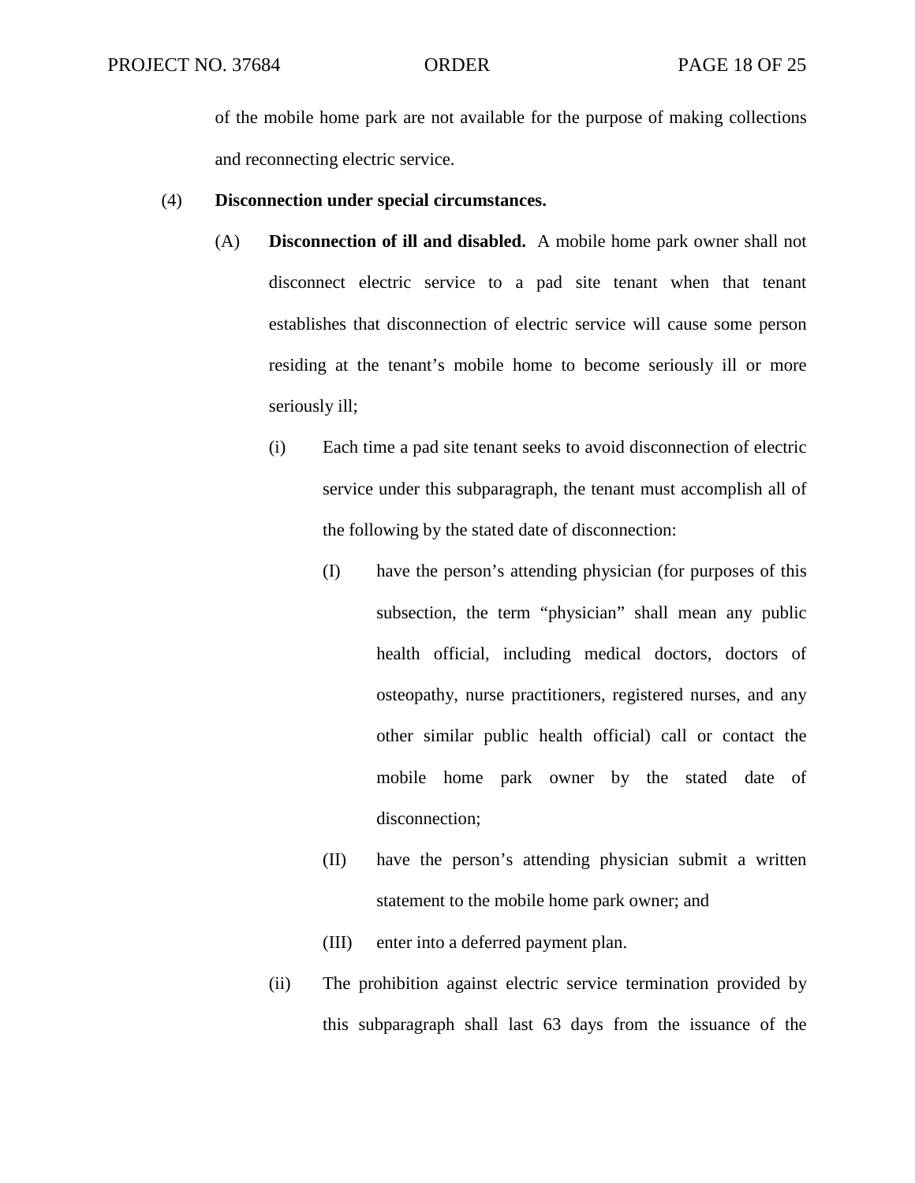of the mobile home park are not available for the purpose of making collections and reconnecting electric service.

(4) **Disconnection under special circumstances.**

(A) **Disconnection of ill and disabled.** A mobile home park owner shall not disconnect electric service to a pad site tenant when that tenant establishes that disconnection of electric service will cause some person residing at the tenant's mobile home to become seriously ill or more seriously ill;

(i) Each time a pad site tenant seeks to avoid disconnection of electric service under this subparagraph, the tenant must accomplish all of the following by the stated date of disconnection:

(I) have the person's attending physician (for purposes of this subsection, the term "physician" shall mean any public health official, including medical doctors, doctors of osteopathy, nurse practitioners, registered nurses, and any other similar public health official) call or contact the mobile home park owner by the stated date of disconnection;

(II) have the person's attending physician submit a written statement to the mobile home park owner; and

(III) enter into a deferred payment plan.

(ii) The prohibition against electric service termination provided by this subparagraph shall last 63 days from the issuance of the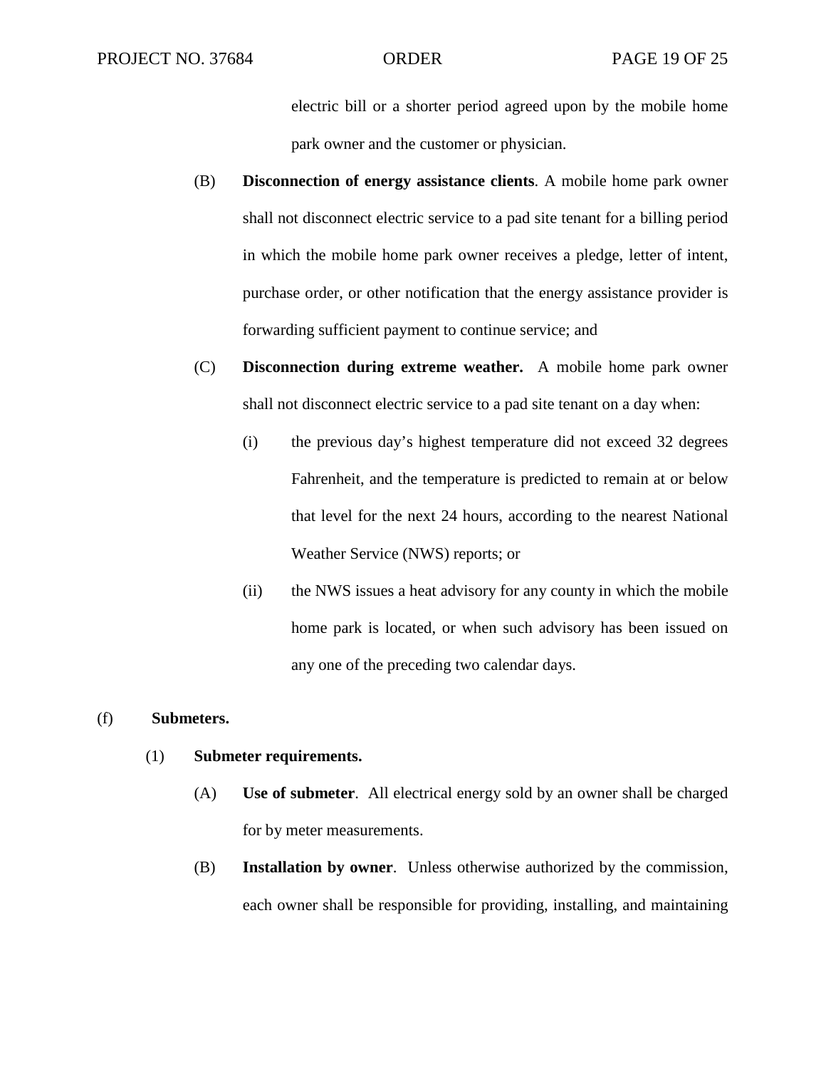electric bill or a shorter period agreed upon by the mobile home park owner and the customer or physician.

(B) **Disconnection of energy assistance clients**. A mobile home park owner shall not disconnect electric service to a pad site tenant for a billing period in which the mobile home park owner receives a pledge, letter of intent, purchase order, or other notification that the energy assistance provider is forwarding sufficient payment to continue service; and

(C) **Disconnection during extreme weather.** A mobile home park owner shall not disconnect electric service to a pad site tenant on a day when:

(i) the previous day's highest temperature did not exceed 32 degrees Fahrenheit, and the temperature is predicted to remain at or below that level for the next 24 hours, according to the nearest National Weather Service (NWS) reports; or

(ii) the NWS issues a heat advisory for any county in which the mobile home park is located, or when such advisory has been issued on any one of the preceding two calendar days.

(f) **Submeters.**

(1) **Submeter requirements.**

(A) **Use of submeter**. All electrical energy sold by an owner shall be charged for by meter measurements.

(B) **Installation by owner**. Unless otherwise authorized by the commission, each owner shall be responsible for providing, installing, and maintaining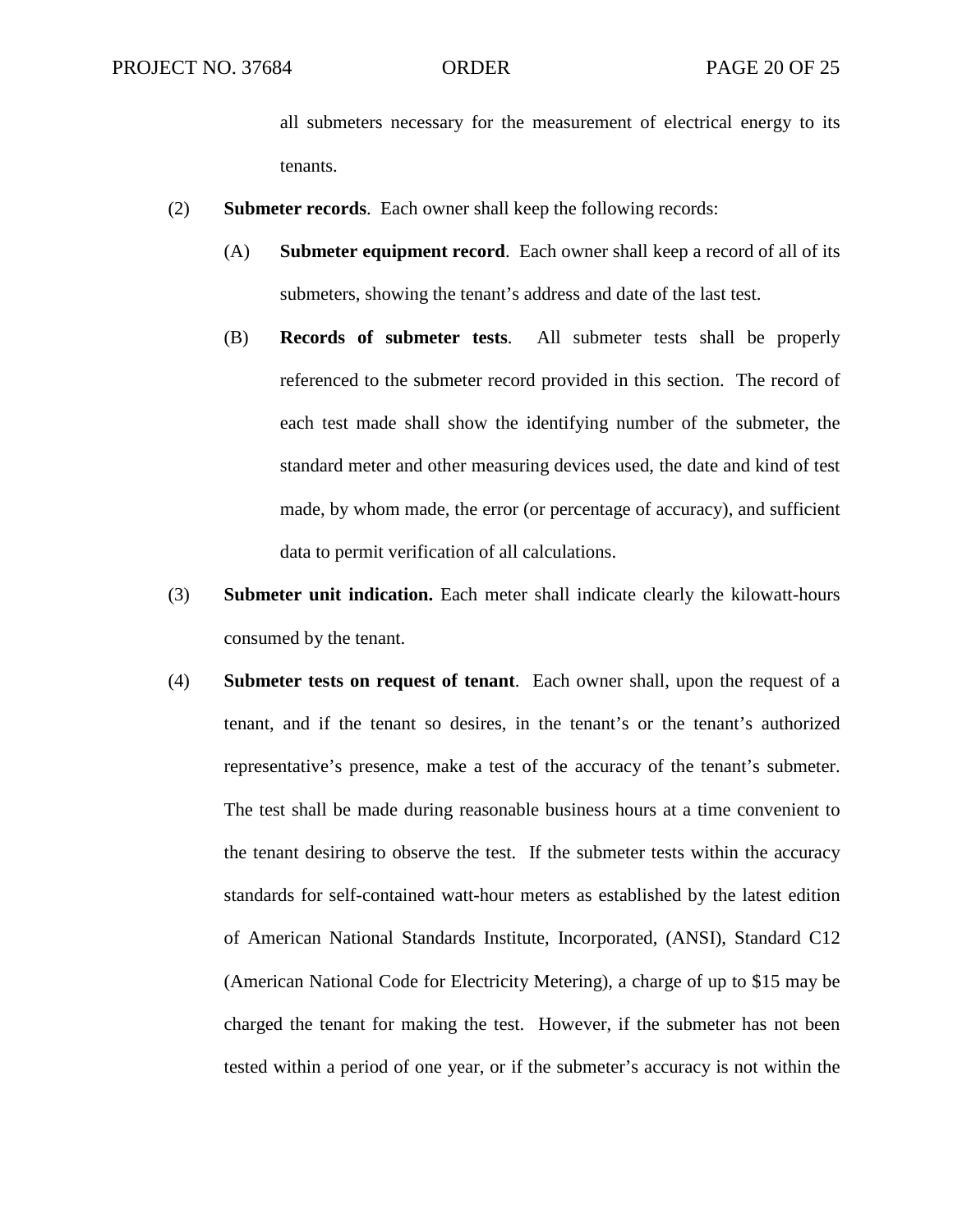all submeters necessary for the measurement of electrical energy to its tenants.

(2) **Submeter records**. Each owner shall keep the following records:

(A) **Submeter equipment record**. Each owner shall keep a record of all of its submeters, showing the tenant's address and date of the last test.

(B) **Records of submeter tests**. All submeter tests shall be properly referenced to the submeter record provided in this section. The record of each test made shall show the identifying number of the submeter, the standard meter and other measuring devices used, the date and kind of test made, by whom made, the error (or percentage of accuracy), and sufficient data to permit verification of all calculations.

(3) **Submeter unit indication.** Each meter shall indicate clearly the kilowatt-hours consumed by the tenant.

(4) **Submeter tests on request of tenant**. Each owner shall, upon the request of a tenant, and if the tenant so desires, in the tenant's or the tenant's authorized representative's presence, make a test of the accuracy of the tenant's submeter. The test shall be made during reasonable business hours at a time convenient to the tenant desiring to observe the test. If the submeter tests within the accuracy standards for self-contained watt-hour meters as established by the latest edition of American National Standards Institute, Incorporated, (ANSI), Standard C12 (American National Code for Electricity Metering), a charge of up to $15 may be charged the tenant for making the test. However, if the submeter has not been tested within a period of one year, or if the submeter's accuracy is not within the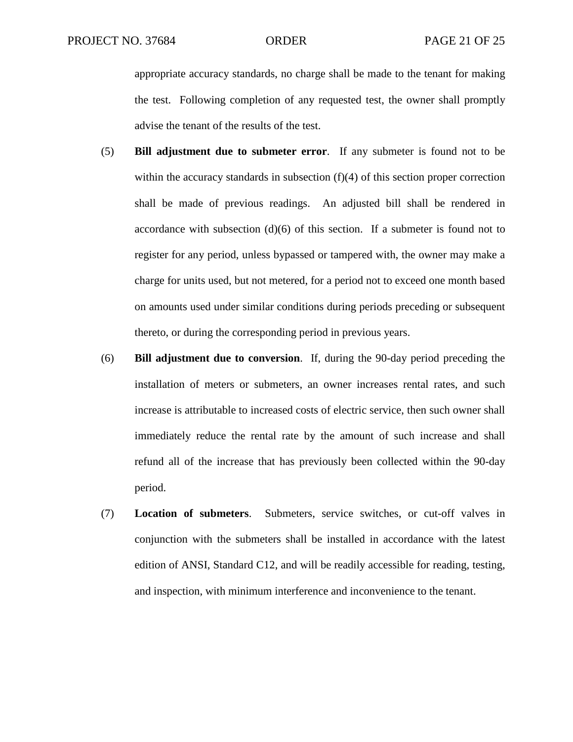appropriate accuracy standards, no charge shall be made to the tenant for making the test. Following completion of any requested test, the owner shall promptly advise the tenant of the results of the test.

(5) **Bill adjustment due to submeter error**. If any submeter is found not to be within the accuracy standards in subsection (f)(4) of this section proper correction shall be made of previous readings. An adjusted bill shall be rendered in accordance with subsection (d)(6) of this section. If a submeter is found not to register for any period, unless bypassed or tampered with, the owner may make a charge for units used, but not metered, for a period not to exceed one month based on amounts used under similar conditions during periods preceding or subsequent thereto, or during the corresponding period in previous years.

(6) **Bill adjustment due to conversion**. If, during the 90-day period preceding the installation of meters or submeters, an owner increases rental rates, and such increase is attributable to increased costs of electric service, then such owner shall immediately reduce the rental rate by the amount of such increase and shall refund all of the increase that has previously been collected within the 90-day period.

(7) **Location of submeters**. Submeters, service switches, or cut-off valves in conjunction with the submeters shall be installed in accordance with the latest edition of ANSI, Standard C12, and will be readily accessible for reading, testing, and inspection, with minimum interference and inconvenience to the tenant.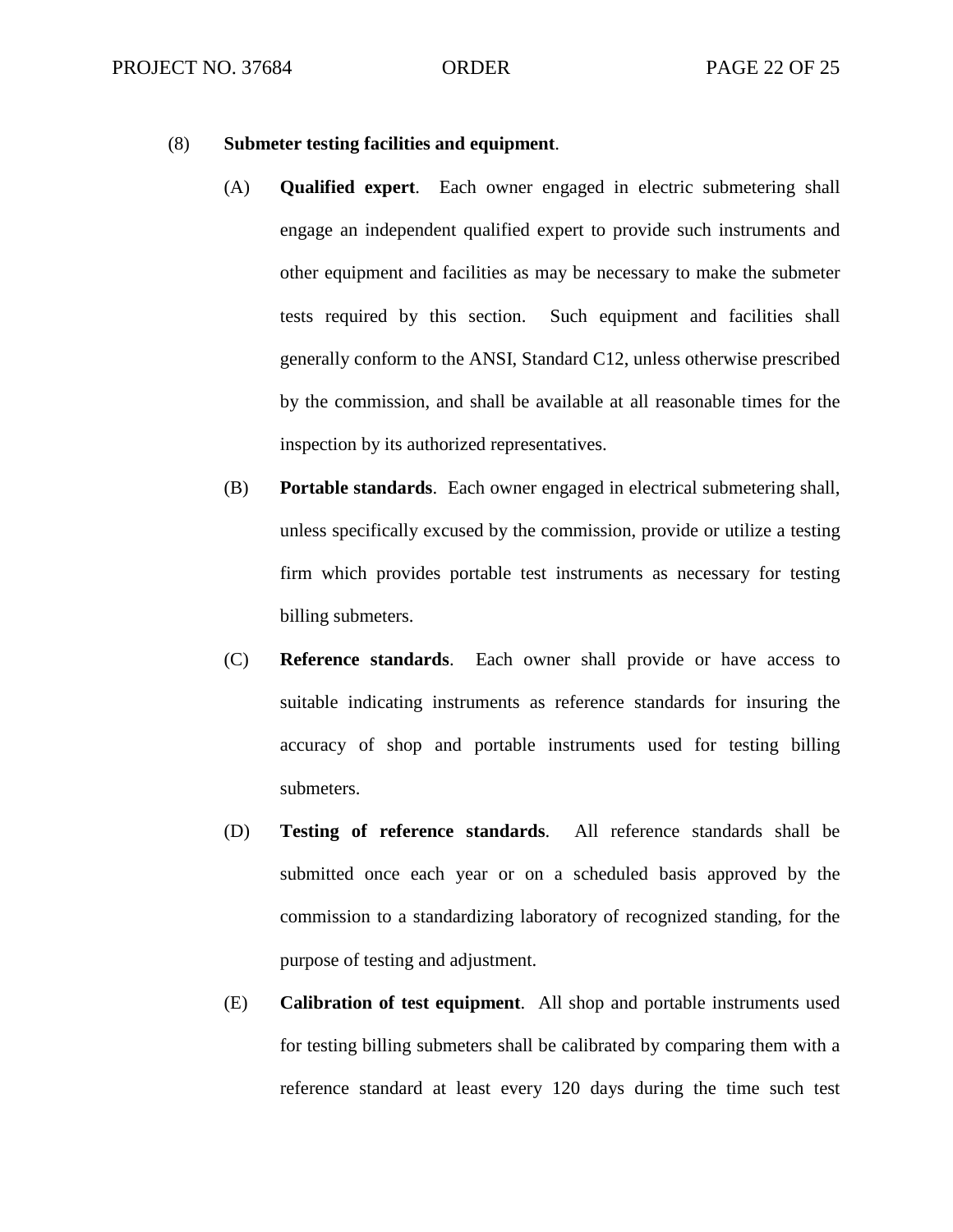(8) **Submeter testing facilities and equipment**.

(A) **Qualified expert**. Each owner engaged in electric submetering shall engage an independent qualified expert to provide such instruments and other equipment and facilities as may be necessary to make the submeter tests required by this section. Such equipment and facilities shall generally conform to the ANSI, Standard C12, unless otherwise prescribed by the commission, and shall be available at all reasonable times for the inspection by its authorized representatives.

(B) **Portable standards**. Each owner engaged in electrical submetering shall, unless specifically excused by the commission, provide or utilize a testing firm which provides portable test instruments as necessary for testing billing submeters.

(C) **Reference standards**. Each owner shall provide or have access to suitable indicating instruments as reference standards for insuring the accuracy of shop and portable instruments used for testing billing submeters.

(D) **Testing of reference standards**. All reference standards shall be submitted once each year or on a scheduled basis approved by the commission to a standardizing laboratory of recognized standing, for the purpose of testing and adjustment.

(E) **Calibration of test equipment**. All shop and portable instruments used for testing billing submeters shall be calibrated by comparing them with a reference standard at least every 120 days during the time such test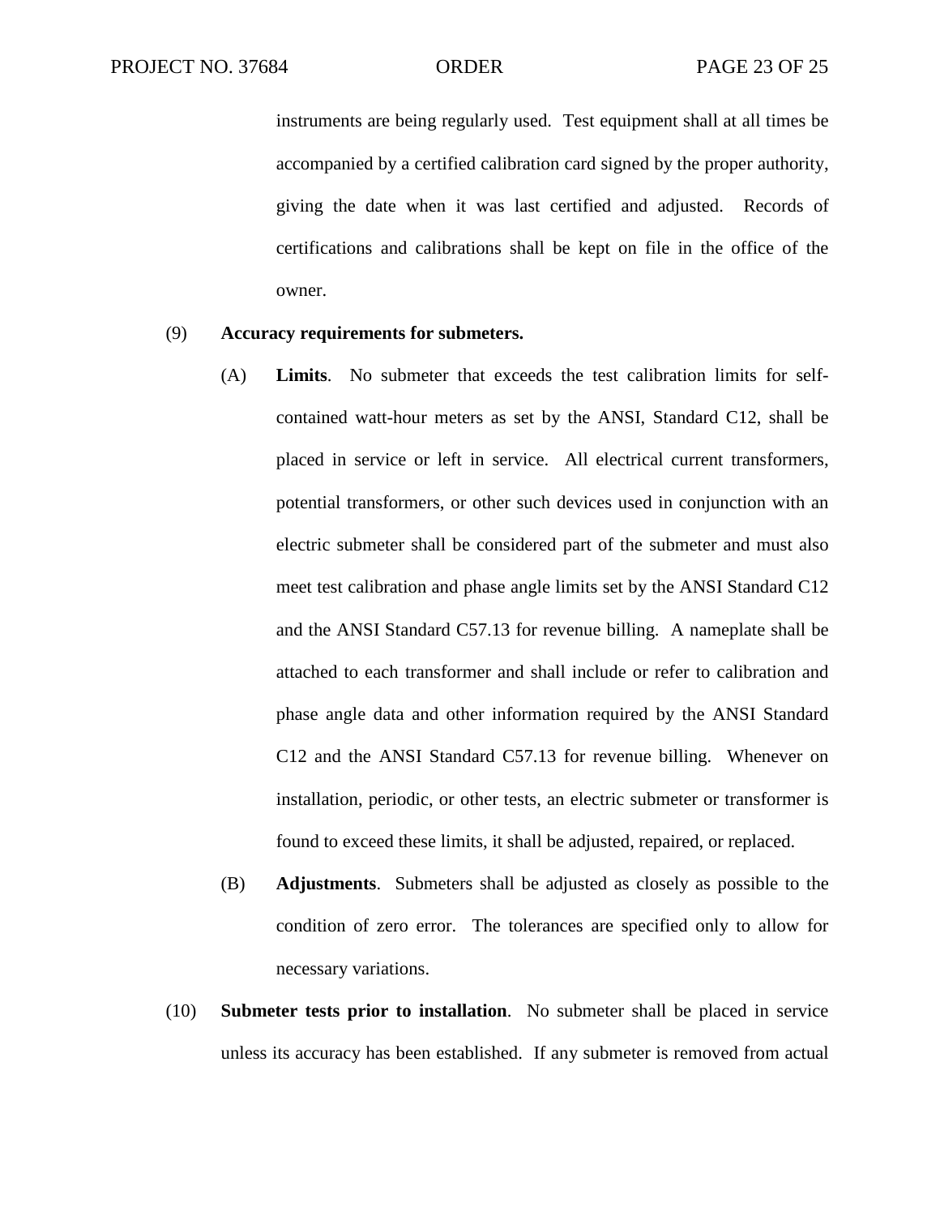instruments are being regularly used. Test equipment shall at all times be accompanied by a certified calibration card signed by the proper authority, giving the date when it was last certified and adjusted. Records of certifications and calibrations shall be kept on file in the office of the owner.

(9) **Accuracy requirements for submeters.**

(A) **Limits**. No submeter that exceeds the test calibration limits for self-contained watt-hour meters as set by the ANSI, Standard C12, shall be placed in service or left in service. All electrical current transformers, potential transformers, or other such devices used in conjunction with an electric submeter shall be considered part of the submeter and must also meet test calibration and phase angle limits set by the ANSI Standard C12 and the ANSI Standard C57.13 for revenue billing. A nameplate shall be attached to each transformer and shall include or refer to calibration and phase angle data and other information required by the ANSI Standard C12 and the ANSI Standard C57.13 for revenue billing. Whenever on installation, periodic, or other tests, an electric submeter or transformer is found to exceed these limits, it shall be adjusted, repaired, or replaced.

(B) **Adjustments**. Submeters shall be adjusted as closely as possible to the condition of zero error. The tolerances are specified only to allow for necessary variations.

(10) **Submeter tests prior to installation**. No submeter shall be placed in service unless its accuracy has been established. If any submeter is removed from actual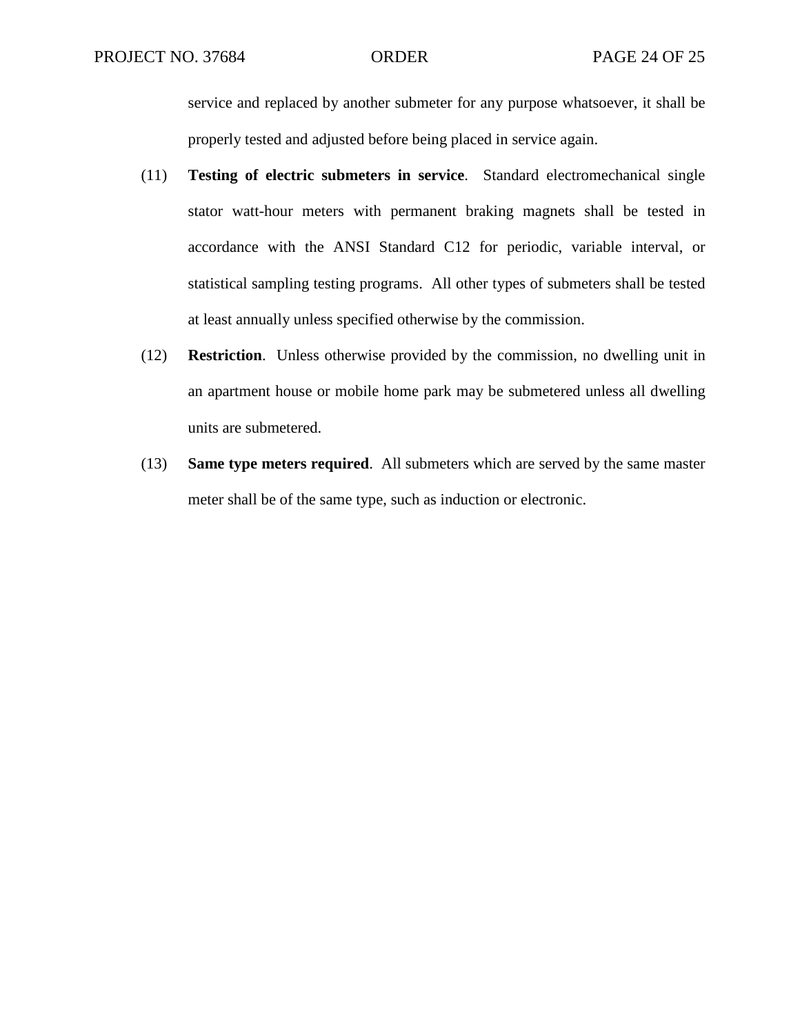service and replaced by another submeter for any purpose whatsoever, it shall be properly tested and adjusted before being placed in service again.

(11) **Testing of electric submeters in service**. Standard electromechanical single stator watt-hour meters with permanent braking magnets shall be tested in accordance with the ANSI Standard C12 for periodic, variable interval, or statistical sampling testing programs. All other types of submeters shall be tested at least annually unless specified otherwise by the commission.

(12) **Restriction**. Unless otherwise provided by the commission, no dwelling unit in an apartment house or mobile home park may be submetered unless all dwelling units are submetered.

(13) **Same type meters required**. All submeters which are served by the same master meter shall be of the same type, such as induction or electronic.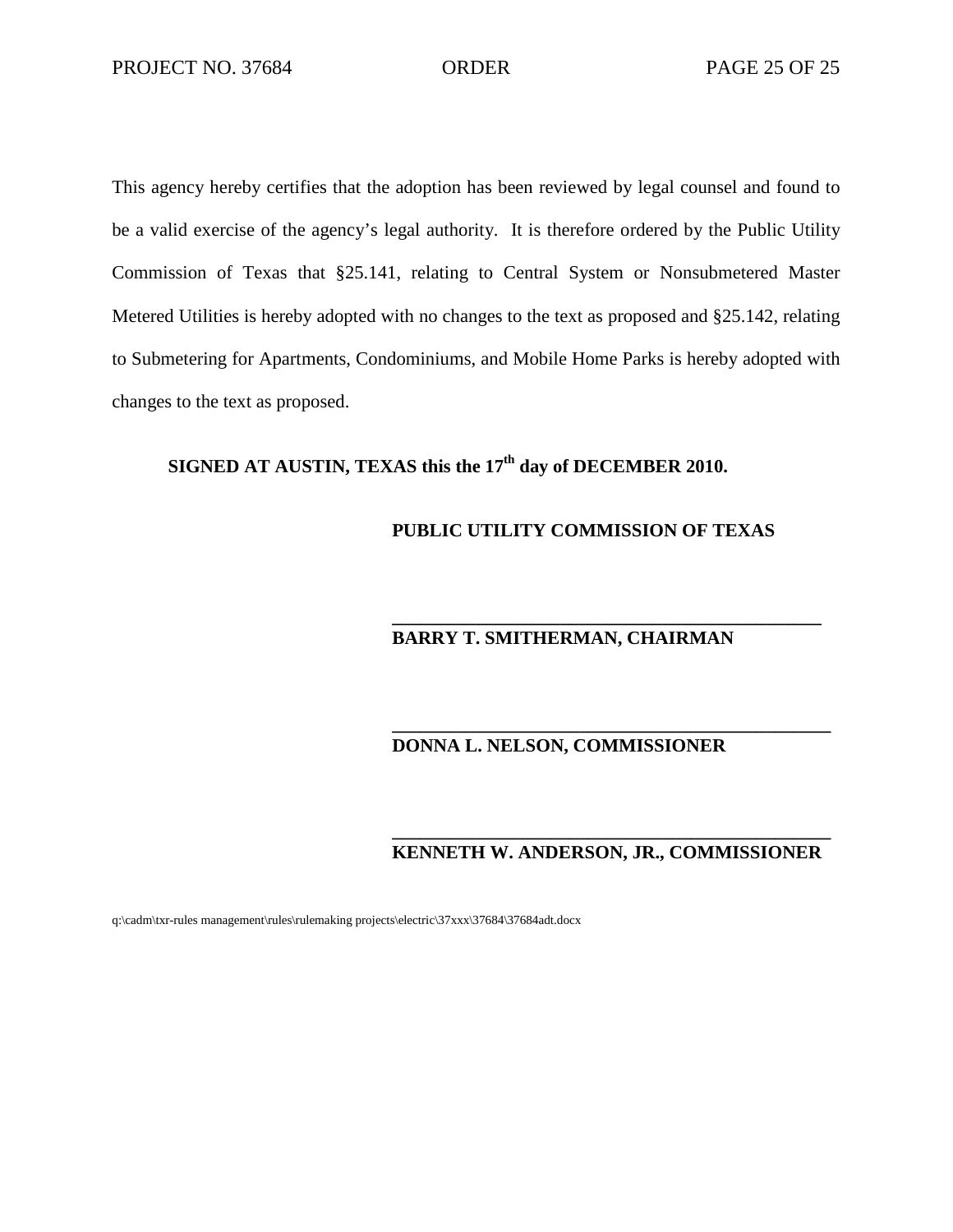This agency hereby certifies that the adoption has been reviewed by legal counsel and found to be a valid exercise of the agency's legal authority. It is therefore ordered by the Public Utility Commission of Texas that §25.141, relating to Central System or Nonsubmetered Master Metered Utilities is hereby adopted with no changes to the text as proposed and §25.142, relating to Submetering for Apartments, Condominiums, and Mobile Home Parks is hereby adopted with changes to the text as proposed.

**SIGNED AT AUSTIN, TEXAS this the 17th day of DECEMBER 2010.**

**PUBLIC UTILITY COMMISSION OF TEXAS**

\_\_\_\_\_\_\_\_\_\_\_\_\_\_\_\_\_\_\_\_\_\_\_\_\_\_\_\_\_\_\_\_\_\_\_\_\_\_\_\_\_\_\_\_

**BARRY T. SMITHERMAN, CHAIRMAN**

\_\_\_\_\_\_\_\_\_\_\_\_\_\_\_\_\_\_\_\_\_\_\_\_\_\_\_\_\_\_\_\_\_\_\_\_\_\_\_\_\_\_\_\_

**DONNA L. NELSON, COMMISSIONER**

\_\_\_\_\_\_\_\_\_\_\_\_\_\_\_\_\_\_\_\_\_\_\_\_\_\_\_\_\_\_\_\_\_\_\_\_\_\_\_\_\_\_\_\_

**KENNETH W. ANDERSON, JR., COMMISSIONER**

q:\cadm\txr-rules management\rules\rulemaking projects\electric\37xxx\37684\37684adt.docx